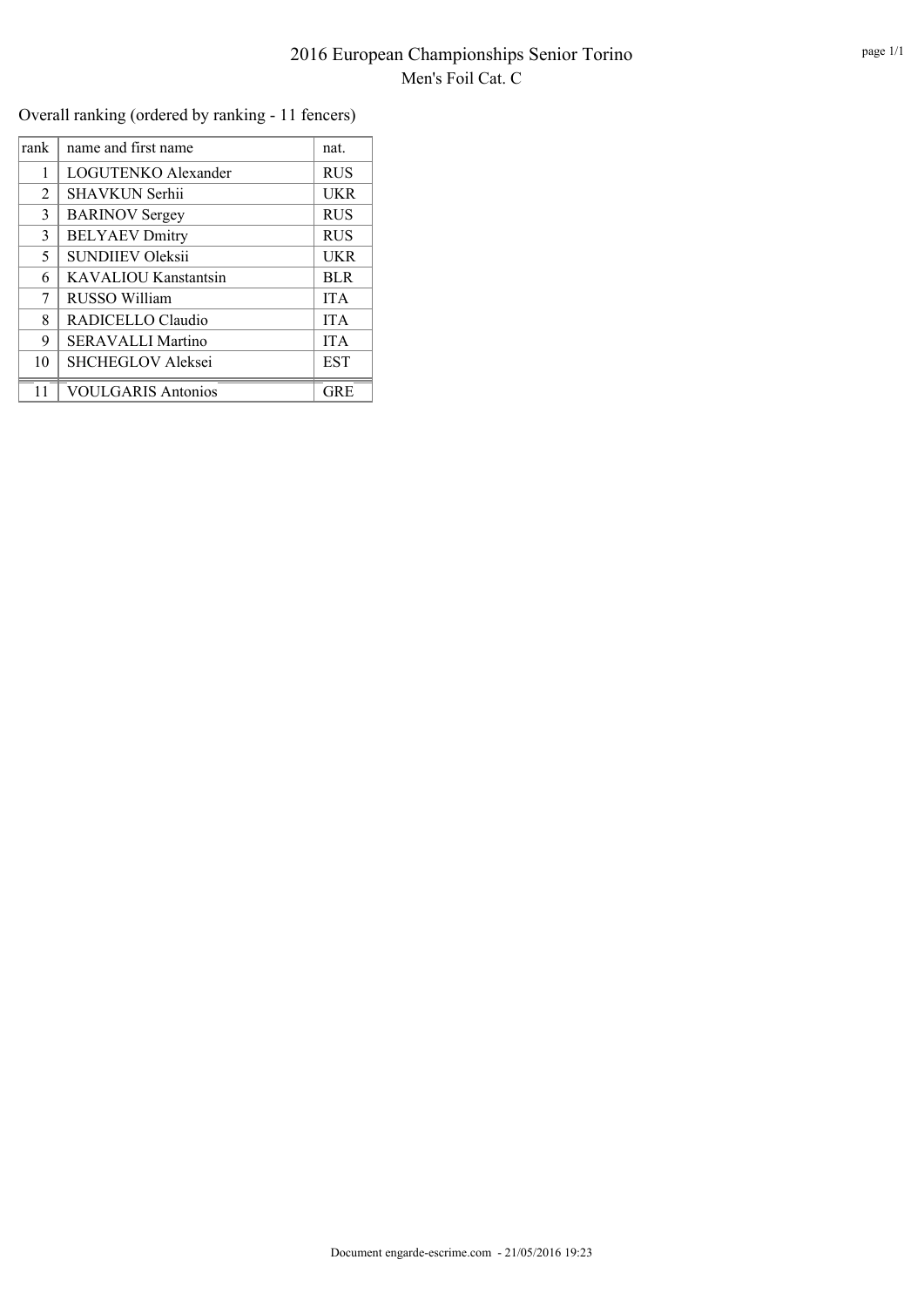# 2016 European Championships Senior Torino

## Men's Foil Cat. C

Overall ranking (ordered by ranking - 11 fencers)

| rank | name and first name | nat. |
|---|---|---|
| 1 | LOGUTENKO Alexander | RUS |
| 2 | SHAVKUN Serhii | UKR |
| 3 | BARINOV Sergey | RUS |
| 3 | BELYAEV Dmitry | RUS |
| 5 | SUNDIIEV Oleksii | UKR |
| 6 | KAVALIOU Kanstantsin | BLR |
| 7 | RUSSO William | ITA |
| 8 | RADICELLO Claudio | ITA |
| 9 | SERAVALLI Martino | ITA |
| 10 | SHCHEGLOV Aleksei | EST |
| 11 | VOULGARIS Antonios | GRE |

Document engarde-escrime.com - 21/05/2016 19:23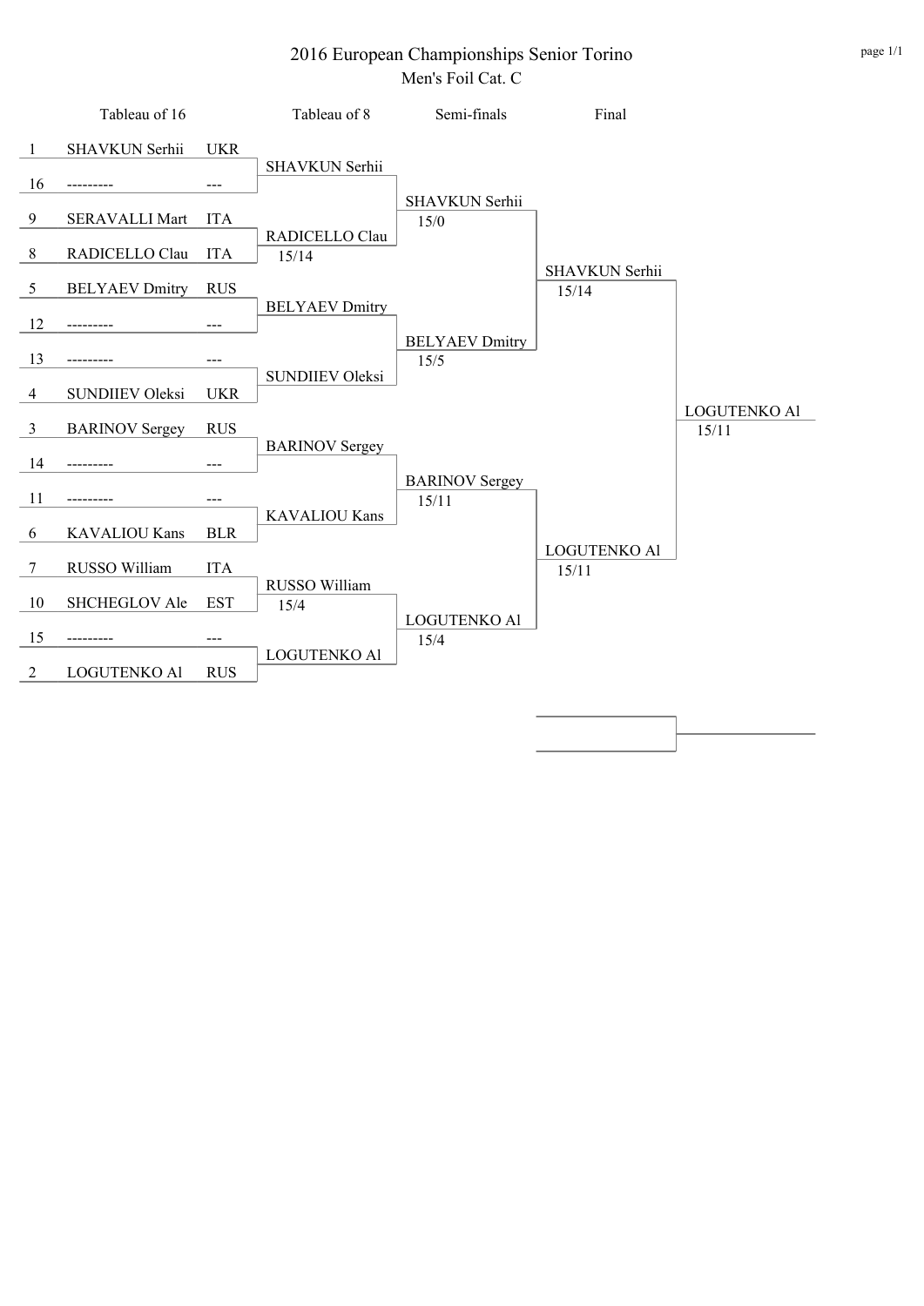# 2016 European Championships Senior Torino

## Men's Foil Cat. C

| Seed | Tableau of 16 | Nation | Tableau of 8 | Semi-finals | Final | Winner |
|---|---|---|---|---|---|---|
| 1 | SHAVKUN Serhii | UKR | SHAVKUN Serhii | SHAVKUN Serhii 15/0 | SHAVKUN Serhii 15/14 | LOGUTENKO Al 15/11 |
| 16 | --------- | --- | | | | |
| 9 | SERAVALLI Mart | ITA | RADICELLO Clau 15/14 | | | |
| 8 | RADICELLO Clau | ITA | | | | |
| 5 | BELYAEV Dmitry | RUS | BELYAEV Dmitry | BELYAEV Dmitry 15/5 | | |
| 12 | --------- | --- | | | | |
| 13 | --------- | --- | SUNDIIEV Oleksi | | | |
| 4 | SUNDIIEV Oleksi | UKR | | | | |
| 3 | BARINOV Sergey | RUS | BARINOV Sergey | BARINOV Sergey 15/11 | LOGUTENKO Al 15/11 | |
| 14 | --------- | --- | | | | |
| 11 | --------- | --- | KAVALIOU Kans | | | |
| 6 | KAVALIOU Kans | BLR | | | | |
| 7 | RUSSO William | ITA | RUSSO William 15/4 | LOGUTENKO Al 15/4 | | |
| 10 | SHCHEGLOV Ale | EST | | | | |
| 15 | --------- | --- | LOGUTENKO Al | | | |
| 2 | LOGUTENKO Al | RUS | | | | |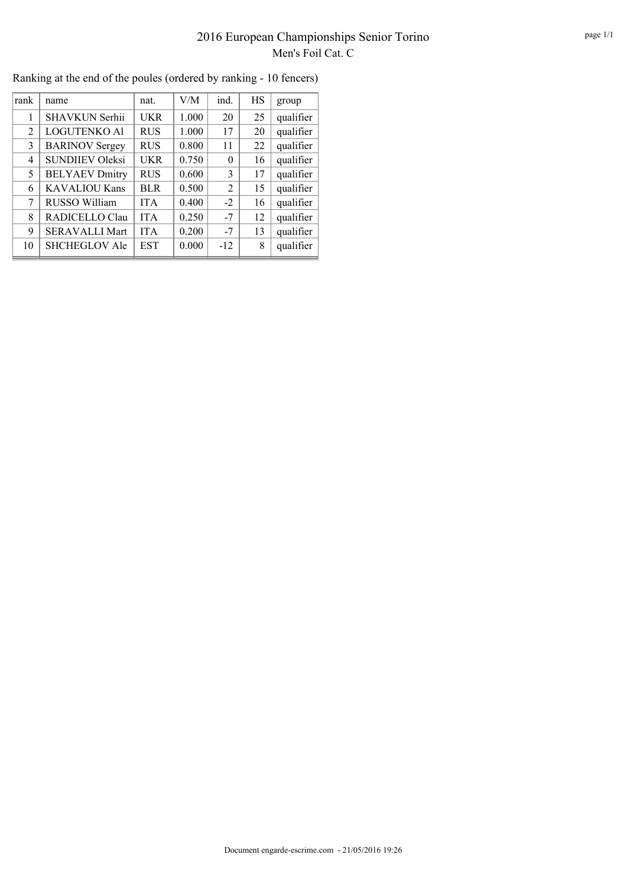# 2016 European Championships Senior Torino

## Men's Foil Cat. C

Ranking at the end of the poules (ordered by ranking - 10 fencers)

| rank | name | nat. | V/M | ind. | HS | group |
|---|---|---|---|---|---|---|
| 1 | SHAVKUN Serhii | UKR | 1.000 | 20 | 25 | qualifier |
| 2 | LOGUTENKO Al | RUS | 1.000 | 17 | 20 | qualifier |
| 3 | BARINOV Sergey | RUS | 0.800 | 11 | 22 | qualifier |
| 4 | SUNDIIEV Oleksi | UKR | 0.750 | 0 | 16 | qualifier |
| 5 | BELYAEV Dmitry | RUS | 0.600 | 3 | 17 | qualifier |
| 6 | KAVALIOU Kans | BLR | 0.500 | 2 | 15 | qualifier |
| 7 | RUSSO William | ITA | 0.400 | -2 | 16 | qualifier |
| 8 | RADICELLO Clau | ITA | 0.250 | -7 | 12 | qualifier |
| 9 | SERAVALLI Mart | ITA | 0.200 | -7 | 13 | qualifier |
| 10 | SHCHEGLOV Ale | EST | 0.000 | -12 | 8 | qualifier |

Document engarde-escrime.com - 21/05/2016 19:26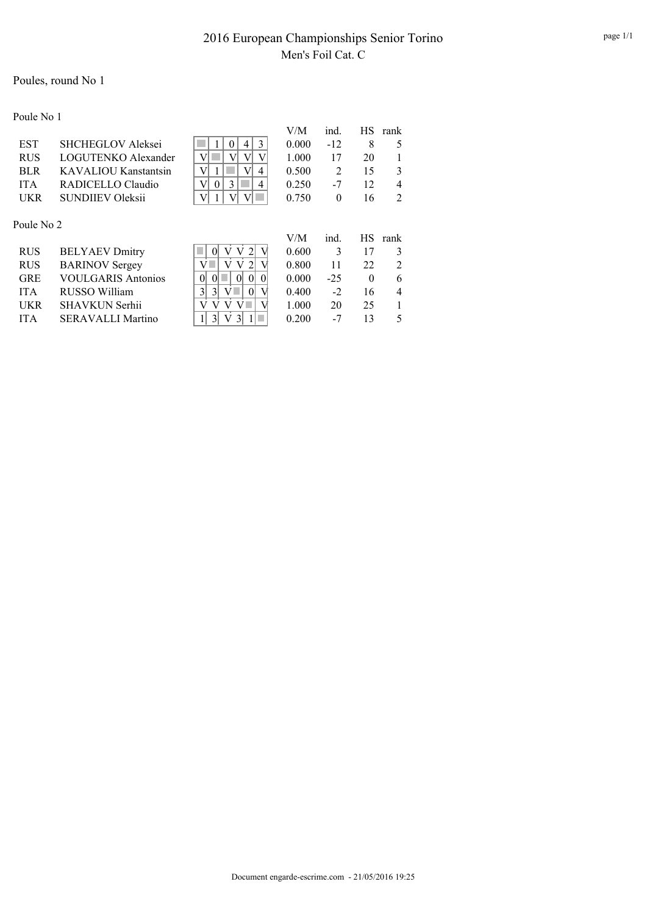# 2016 European Championships Senior Torino

## Men's Foil Cat. C

### Poules, round No 1

#### Poule No 1

| | | | 1 | 2 | 3 | 4 | 5 | V/M | ind. | HS | rank |
|---|---|---|---|---|---|---|---|---|---|---|---|
| EST | SHCHEGLOV Aleksei | 1 | | 1 | 0 | 4 | 3 | 0.000 | -12 | 8 | 5 |
| RUS | LOGUTENKO Alexander | 2 | V | | V | V | V | 1.000 | 17 | 20 | 1 |
| BLR | KAVALIOU Kanstantsin | 3 | V | 1 | | V | 4 | 0.500 | 2 | 15 | 3 |
| ITA | RADICELLO Claudio | 4 | V | 0 | 3 | | 4 | 0.250 | -7 | 12 | 4 |
| UKR | SUNDIIEV Oleksii | 5 | V | 1 | V | V | | 0.750 | 0 | 16 | 2 |

#### Poule No 2

| | | | 1 | 2 | 3 | 4 | 5 | 6 | V/M | ind. | HS | rank |
|---|---|---|---|---|---|---|---|---|---|---|---|---|
| RUS | BELYAEV Dmitry | 1 | | 0 | V | V | 2 | V | 0.600 | 3 | 17 | 3 |
| RUS | BARINOV Sergey | 2 | V | | V | V | 2 | V | 0.800 | 11 | 22 | 2 |
| GRE | VOULGARIS Antonios | 3 | 0 | 0 | | 0 | 0 | 0 | 0.000 | -25 | 0 | 6 |
| ITA | RUSSO William | 4 | 3 | 3 | V | | 0 | V | 0.400 | -2 | 16 | 4 |
| UKR | SHAVKUN Serhii | 5 | V | V | V | V | | V | 1.000 | 20 | 25 | 1 |
| ITA | SERAVALLI Martino | 6 | 1 | 3 | V | 3 | 1 | | 0.200 | -7 | 13 | 5 |

Document engarde-escrime.com - 21/05/2016 19:25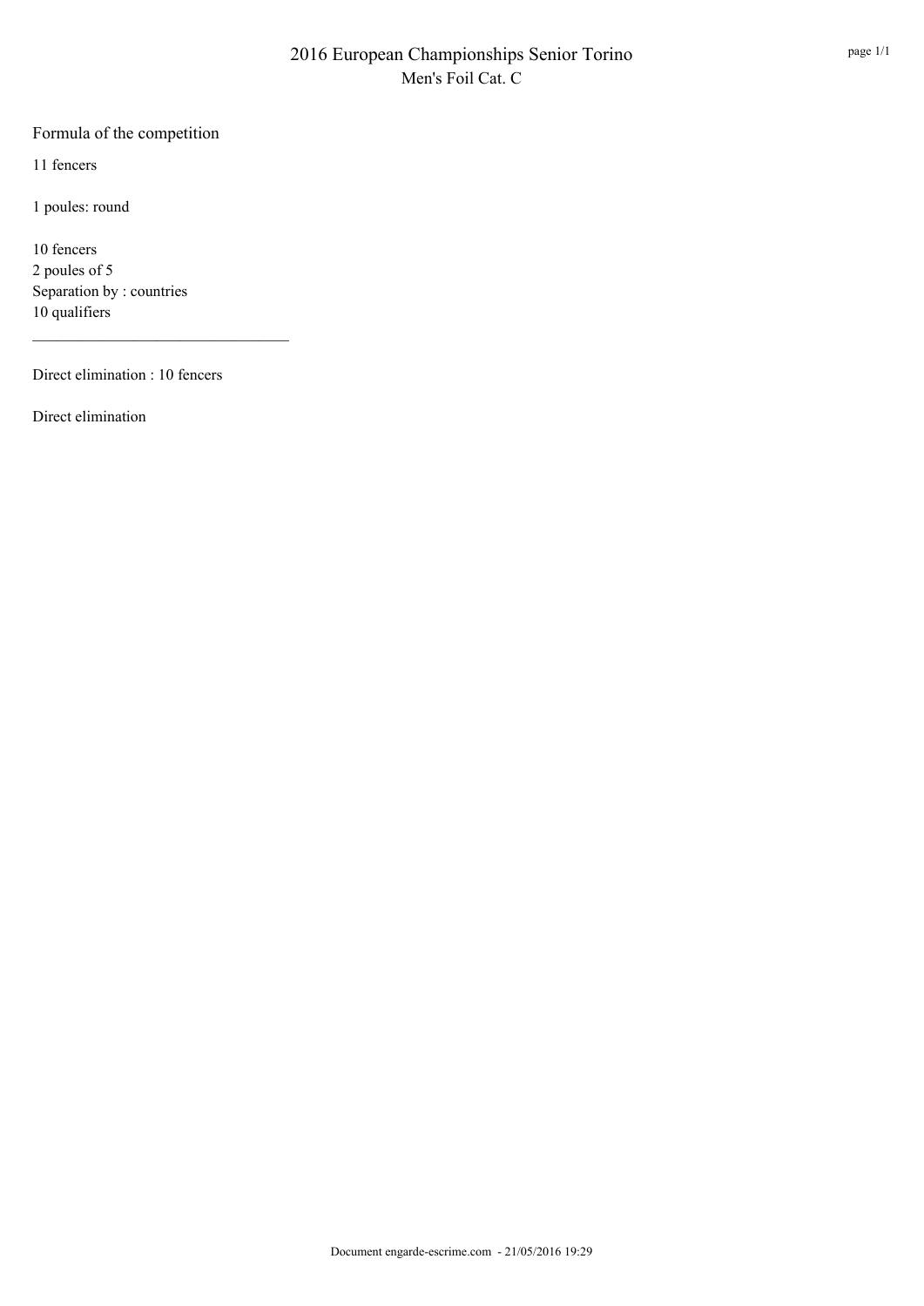# 2016 European Championships Senior Torino
## Men's Foil Cat. C

### Formula of the competition

11 fencers

1 poules: round

10 fencers
2 poules of 5
Separation by : countries
10 qualifiers

---

Direct elimination : 10 fencers

Direct elimination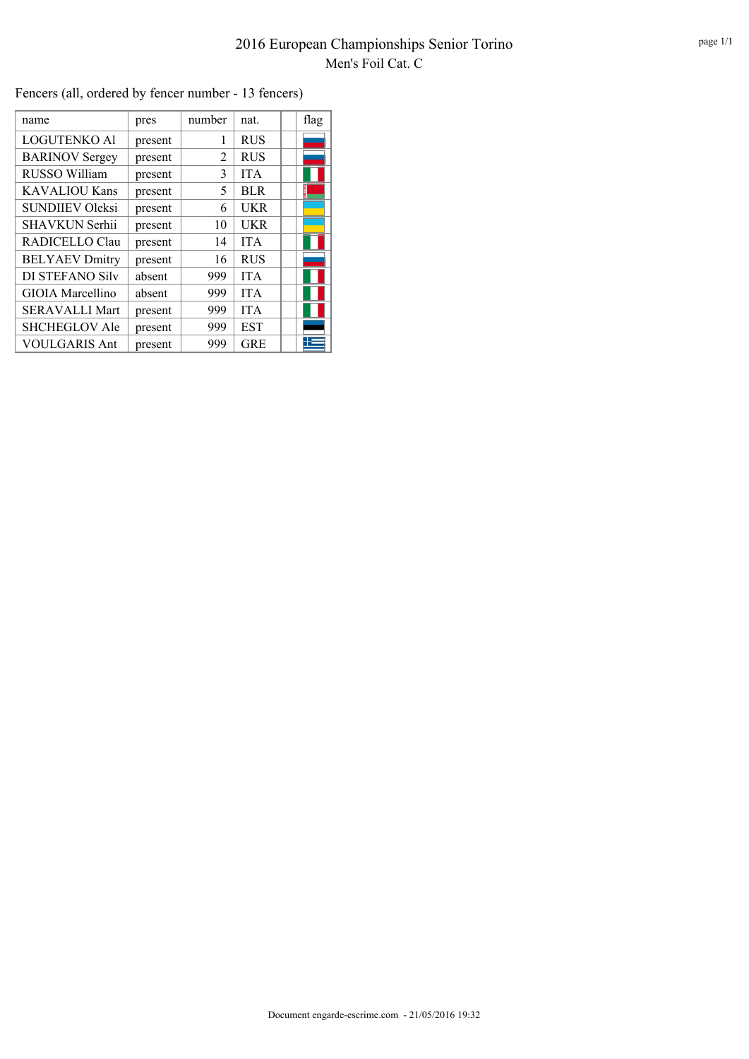# 2016 European Championships Senior Torino

## Men's Foil Cat. C

Fencers (all, ordered by fencer number - 13 fencers)

| name | pres | number | nat. | | flag |
|---|---|---|---|---|---|
| LOGUTENKO Al | present | 1 | RUS | | |
| BARINOV Sergey | present | 2 | RUS | | |
| RUSSO William | present | 3 | ITA | | |
| KAVALIOU Kans | present | 5 | BLR | | |
| SUNDIIEV Oleksi | present | 6 | UKR | | |
| SHAVKUN Serhii | present | 10 | UKR | | |
| RADICELLO Clau | present | 14 | ITA | | |
| BELYAEV Dmitry | present | 16 | RUS | | |
| DI STEFANO Silv | absent | 999 | ITA | | |
| GIOIA Marcellino | absent | 999 | ITA | | |
| SERAVALLI Mart | present | 999 | ITA | | |
| SHCHEGLOV Ale | present | 999 | EST | | |
| VOULGARIS Ant | present | 999 | GRE | | |

Document engarde-escrime.com - 21/05/2016 19:32